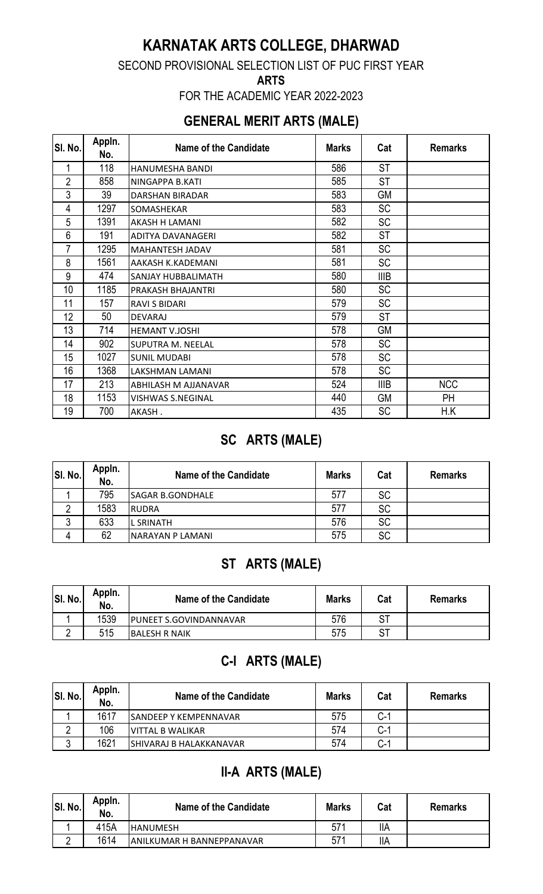# KARNATAK ARTS COLLEGE, DHARWAD

SECOND PROVISIONAL SELECTION LIST OF PUC FIRST YEAR

**ARTS**

FOR THE ACADEMIC YEAR 2022-2023

## GENERAL MERIT ARTS (MALE)

| Sl. No. | Appln. No. | Name of the Candidate | Marks | Cat | Remarks |
|---|---|---|---|---|---|
| 1 | 118 | HANUMESHA BANDI | 586 | ST | |
| 2 | 858 | NINGAPPA B.KATI | 585 | ST | |
| 3 | 39 | DARSHAN BIRADAR | 583 | GM | |
| 4 | 1297 | SOMASHEKAR | 583 | SC | |
| 5 | 1391 | AKASH H LAMANI | 582 | SC | |
| 6 | 191 | ADITYA DAVANAGERI | 582 | ST | |
| 7 | 1295 | MAHANTESH JADAV | 581 | SC | |
| 8 | 1561 | AAKASH K.KADEMANI | 581 | SC | |
| 9 | 474 | SANJAY HUBBALIMATH | 580 | IIIB | |
| 10 | 1185 | PRAKASH BHAJANTRI | 580 | SC | |
| 11 | 157 | RAVI S BIDARI | 579 | SC | |
| 12 | 50 | DEVARAJ | 579 | ST | |
| 13 | 714 | HEMANT V.JOSHI | 578 | GM | |
| 14 | 902 | SUPUTRA M. NEELAL | 578 | SC | |
| 15 | 1027 | SUNIL MUDABI | 578 | SC | |
| 16 | 1368 | LAKSHMAN LAMANI | 578 | SC | |
| 17 | 213 | ABHILASH M AJJANAVAR | 524 | IIIB | NCC |
| 18 | 1153 | VISHWAS S.NEGINAL | 440 | GM | PH |
| 19 | 700 | AKASH . | 435 | SC | H.K |

## SC ARTS (MALE)

| Sl. No. | Appln. No. | Name of the Candidate | Marks | Cat | Remarks |
|---|---|---|---|---|---|
| 1 | 795 | SAGAR B.GONDHALE | 577 | SC | |
| 2 | 1583 | RUDRA | 577 | SC | |
| 3 | 633 | L SRINATH | 576 | SC | |
| 4 | 62 | NARAYAN P LAMANI | 575 | SC | |

## ST ARTS (MALE)

| Sl. No. | Appln. No. | Name of the Candidate | Marks | Cat | Remarks |
|---|---|---|---|---|---|
| 1 | 1539 | PUNEET S.GOVINDANNAVAR | 576 | ST | |
| 2 | 515 | BALESH R NAIK | 575 | ST | |

## C-I ARTS (MALE)

| Sl. No. | Appln. No. | Name of the Candidate | Marks | Cat | Remarks |
|---|---|---|---|---|---|
| 1 | 1617 | SANDEEP Y KEMPENNAVAR | 575 | C-1 | |
| 2 | 106 | VITTAL B WALIKAR | 574 | C-1 | |
| 3 | 1621 | SHIVARAJ B HALAKKANAVAR | 574 | C-1 | |

## II-A ARTS (MALE)

| Sl. No. | Appln. No. | Name of the Candidate | Marks | Cat | Remarks |
|---|---|---|---|---|---|
| 1 | 415A | HANUMESH | 571 | IIA | |
| 2 | 1614 | ANILKUMAR H BANNEPPANAVAR | 571 | IIA | |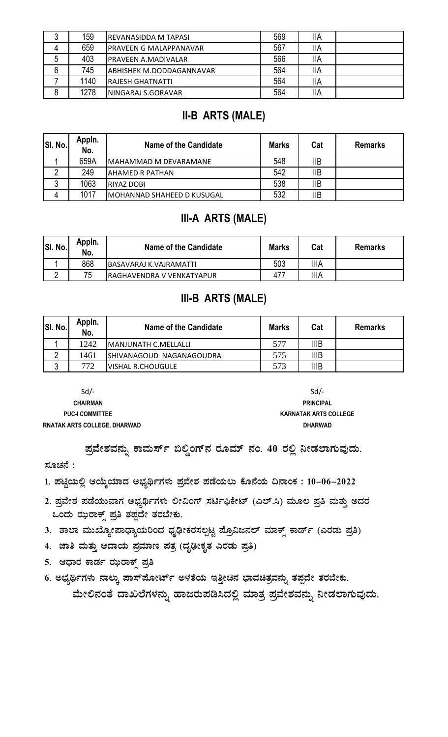| 3 | 159 | REVANASIDDA M TAPASI | 569 | IIA | |
|---|---|---|---|---|---|
| 4 | 659 | PRAVEEN G MALAPPANAVAR | 567 | IIA | |
| 5 | 403 | PRAVEEN A.MADIVALAR | 566 | IIA | |
| 6 | 745 | ABHISHEK M.DODDAGANNAVAR | 564 | IIA | |
| 7 | 1140 | RAJESH GHATNATTI | 564 | IIA | |
| 8 | 1278 | NINGARAJ S.GORAVAR | 564 | IIA | |

## II-B ARTS (MALE)

| Sl. No. | Appln. No. | Name of the Candidate | Marks | Cat | Remarks |
|---|---|---|---|---|---|
| 1 | 659A | MAHAMMAD M DEVARAMANE | 548 | IIB | |
| 2 | 249 | AHAMED R PATHAN | 542 | IIB | |
| 3 | 1063 | RIYAZ DOBI | 538 | IIB | |
| 4 | 1017 | MOHANNAD SHAHEED D KUSUGAL | 532 | IIB | |

## III-A ARTS (MALE)

| Sl. No. | Appln. No. | Name of the Candidate | Marks | Cat | Remarks |
|---|---|---|---|---|---|
| 1 | 868 | BASAVARAJ K.VAJRAMATTI | 503 | IIIA | |
| 2 | 75 | RAGHAVENDRA V VENKATYAPUR | 477 | IIIA | |

## III-B ARTS (MALE)

| Sl. No. | Appln. No. | Name of the Candidate | Marks | Cat | Remarks |
|---|---|---|---|---|---|
| 1 | 1242 | MANJUNATH C.MELLALLI | 577 | IIIB | |
| 2 | 1461 | SHIVANAGOUD NAGANAGOUDRA | 575 | IIIB | |
| 3 | 772 | VISHAL R.CHOUGULE | 573 | IIIB | |

Sd/-
**CHAIRMAN**
**PUC-I COMMITTEE**
**RNATAK ARTS COLLEGE, DHARWAD**

Sd/-
**PRINCIPAL**
**KARNATAK ARTS COLLEGE**
**DHARWAD**

**ಪ್ರವೇಶವನ್ನು ಕಾಮರ್ಸ್ ಬಿಲ್ಡಿಂಗ್‌ನ ರೂಮ್ ನಂ. 40 ರಲ್ಲಿ ನೀಡಲಾಗುವುದು.**

**ಸೂಚನೆ :**

1. ಪಟ್ಟಿಯಲ್ಲಿ ಆಯ್ಕೆಯಾದ ಅಭ್ಯರ್ಥಿಗಳು ಪ್ರವೇಶ ಪಡೆಯಲು ಕೊನೆಯ ದಿನಾಂಕ : 10-06-2022
2. ಪ್ರವೇಶ ಪಡೆಯುವಾಗ ಅಭ್ಯರ್ಥಿಗಳು ಲೀವಿಂಗ್ ಸರ್ಟಿಫಿಕೇಟ್ (ಎಲ್.ಸಿ) ಮೂಲ ಪ್ರತಿ ಮತ್ತು ಅದರ ಒಂದು ಝರಾಕ್ಸ್ ಪ್ರತಿ ತಪ್ಪದೇ ತರಬೇಕು.
3. ಶಾಲಾ ಮುಖ್ಯೋಪಾಧ್ಯಾಯರಿಂದ ಧೃಢೀಕರಿಸಲ್ಪಟ್ಟ ಪ್ರೊವಿಜನಲ್ ಮಾರ್ಕ್ಸ್ ಕಾರ್ಡ್ (ಎರಡು ಪ್ರತಿ)
4. ಜಾತಿ ಮತ್ತು ಆದಾಯ ಪ್ರಮಾಣ ಪತ್ರ (ಧೃಢೀಕೃತ ಎರಡು ಪ್ರತಿ)
5. ಆಧಾರ ಕಾರ್ಡ ಝರಾಕ್ಸ್ ಪ್ರತಿ
6. ಅಭ್ಯರ್ಥಿಗಳು ನಾಲ್ಕು ಪಾಸ್‌ಪೋರ್ಟ್ ಅಳತೆಯ ಇತ್ತೀಚಿನ ಭಾವಚಿತ್ರವನ್ನು ತಪ್ಪದೇ ತರಬೇಕು.

**ಮೇಲಿನಂತೆ ದಾಖಲೆಗಳನ್ನು ಹಾಜರುಪಡಿಸಿದಲ್ಲಿ ಮಾತ್ರ ಪ್ರವೇಶವನ್ನು ನೀಡಲಾಗುವುದು.**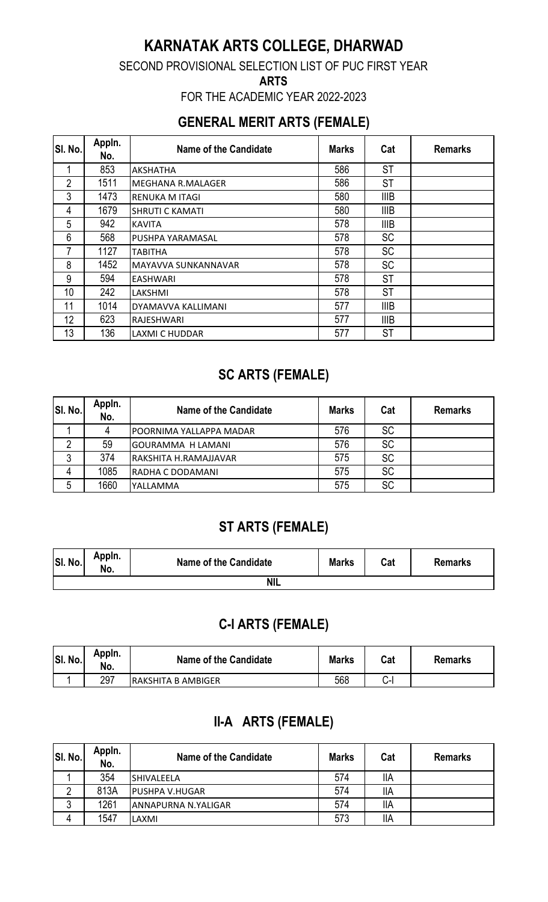# KARNATAK ARTS COLLEGE, DHARWAD

SECOND PROVISIONAL SELECTION LIST OF PUC FIRST YEAR

**ARTS**

FOR THE ACADEMIC YEAR 2022-2023

## GENERAL MERIT ARTS (FEMALE)

| Sl. No. | Appln. No. | Name of the Candidate | Marks | Cat | Remarks |
|---|---|---|---|---|---|
| 1 | 853 | AKSHATHA | 586 | ST | |
| 2 | 1511 | MEGHANA R.MALAGER | 586 | ST | |
| 3 | 1473 | RENUKA M ITAGI | 580 | IIIB | |
| 4 | 1679 | SHRUTI C KAMATI | 580 | IIIB | |
| 5 | 942 | KAVITA | 578 | IIIB | |
| 6 | 568 | PUSHPA YARAMASAL | 578 | SC | |
| 7 | 1127 | TABITHA | 578 | SC | |
| 8 | 1452 | MAYAVVA SUNKANNAVAR | 578 | SC | |
| 9 | 594 | EASHWARI | 578 | ST | |
| 10 | 242 | LAKSHMI | 578 | ST | |
| 11 | 1014 | DYAMAVVA KALLIMANI | 577 | IIIB | |
| 12 | 623 | RAJESHWARI | 577 | IIIB | |
| 13 | 136 | LAXMI C HUDDAR | 577 | ST | |

## SC ARTS (FEMALE)

| Sl. No. | Appln. No. | Name of the Candidate | Marks | Cat | Remarks |
|---|---|---|---|---|---|
| 1 | 4 | POORNIMA YALLAPPA MADAR | 576 | SC | |
| 2 | 59 | GOURAMMA H LAMANI | 576 | SC | |
| 3 | 374 | RAKSHITA H.RAMAJJAVAR | 575 | SC | |
| 4 | 1085 | RADHA C DODAMANI | 575 | SC | |
| 5 | 1660 | YALLAMMA | 575 | SC | |

## ST ARTS (FEMALE)

| Sl. No. | Appln. No. | Name of the Candidate | Marks | Cat | Remarks |
|---|---|---|---|---|---|
| NIL | | | | | |

## C-I ARTS (FEMALE)

| Sl. No. | Appln. No. | Name of the Candidate | Marks | Cat | Remarks |
|---|---|---|---|---|---|
| 1 | 297 | RAKSHITA B AMBIGER | 568 | C-I | |

## II-A ARTS (FEMALE)

| Sl. No. | Appln. No. | Name of the Candidate | Marks | Cat | Remarks |
|---|---|---|---|---|---|
| 1 | 354 | SHIVALEELA | 574 | IIA | |
| 2 | 813A | PUSHPA V.HUGAR | 574 | IIA | |
| 3 | 1261 | ANNAPURNA N.YALIGAR | 574 | IIA | |
| 4 | 1547 | LAXMI | 573 | IIA | |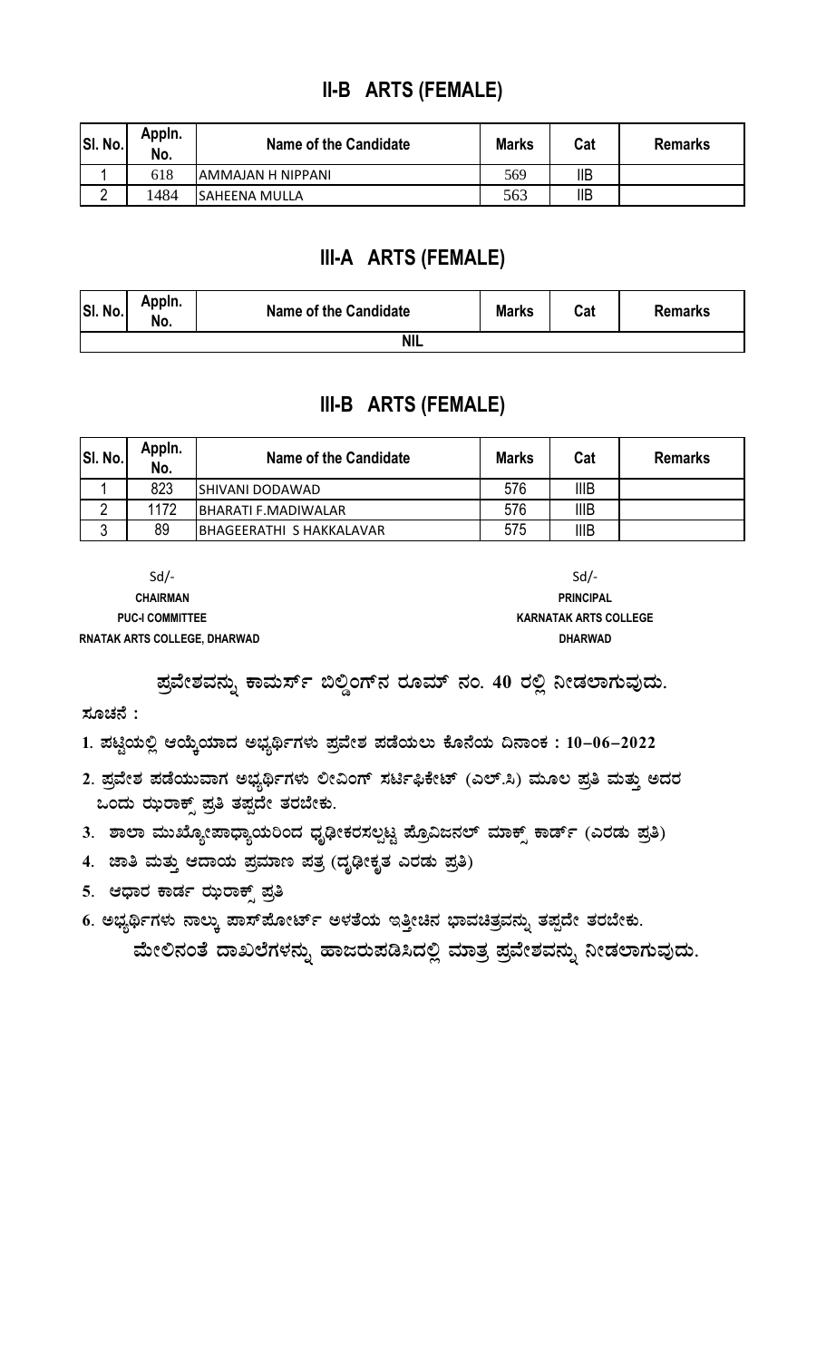## II-B ARTS (FEMALE)

| Sl. No. | Appln. No. | Name of the Candidate | Marks | Cat | Remarks |
|---|---|---|---|---|---|
| 1 | 618 | AMMAJAN H NIPPANI | 569 | IIB | |
| 2 | 1484 | SAHEENA MULLA | 563 | IIB | |

## III-A ARTS (FEMALE)

| Sl. No. | Appln. No. | Name of the Candidate | Marks | Cat | Remarks |
|---|---|---|---|---|---|
| | | NIL | | | |

## III-B ARTS (FEMALE)

| Sl. No. | Appln. No. | Name of the Candidate | Marks | Cat | Remarks |
|---|---|---|---|---|---|
| 1 | 823 | SHIVANI DODAWAD | 576 | IIIB | |
| 2 | 1172 | BHARATI F.MADIWALAR | 576 | IIIB | |
| 3 | 89 | BHAGEERATHI S HAKKALAVAR | 575 | IIIB | |

Sd/-
**CHAIRMAN**
**PUC-I COMMITTEE**
**RNATAK ARTS COLLEGE, DHARWAD**

Sd/-
**PRINCIPAL**
**KARNATAK ARTS COLLEGE**
**DHARWAD**

**ಪ್ರವೇಶವನ್ನು ಕಾಮರ್ಸ್ ಬಿಲ್ಡಿಂಗ್‌ನ ರೂಮ್ ನಂ. 40 ರಲ್ಲಿ ನೀಡಲಾಗುವುದು.**

**ಸೂಚನೆ :**

1. ಪಟ್ಟಿಯಲ್ಲಿ ಆಯ್ಕೆಯಾದ ಅಭ್ಯರ್ಥಿಗಳು ಪ್ರವೇಶ ಪಡೆಯಲು ಕೊನೆಯ ದಿನಾಂಕ : 10–06–2022
2. ಪ್ರವೇಶ ಪಡೆಯುವಾಗ ಅಭ್ಯರ್ಥಿಗಳು ಲೀವಿಂಗ್ ಸರ್ಟಿಫಿಕೇಟ್ (ಎಲ್.ಸಿ) ಮೂಲ ಪ್ರತಿ ಮತ್ತು ಅದರ ಒಂದು ಝರಾಕ್ಸ್ ಪ್ರತಿ ತಪ್ಪದೇ ತರಬೇಕು.
3. ಶಾಲಾ ಮುಖ್ಯೋಪಾಧ್ಯಾಯರಿಂದ ಧೃಢೀಕರಿಸಲ್ಪಟ್ಟ ಪ್ರೊವಿಜನಲ್ ಮಾರ್ಕ್ಸ್ ಕಾರ್ಡ್ (ಎರಡು ಪ್ರತಿ)
4. ಜಾತಿ ಮತ್ತು ಆದಾಯ ಪ್ರಮಾಣ ಪತ್ರ (ದೃಢೀಕೃತ ಎರಡು ಪ್ರತಿ)
5. ಆಧಾರ ಕಾರ್ಡ ಝರಾಕ್ಸ್ ಪ್ರತಿ
6. ಅಭ್ಯರ್ಥಿಗಳು ನಾಲ್ಕು ಪಾಸ್‌ಪೋರ್ಟ್ ಅಳತೆಯ ಇತ್ತೀಚಿನ ಭಾವಚಿತ್ರವನ್ನು ತಪ್ಪದೇ ತರಬೇಕು.

**ಮೇಲಿನಂತೆ ದಾಖಲೆಗಳನ್ನು ಹಾಜರುಪಡಿಸಿದಲ್ಲಿ ಮಾತ್ರ ಪ್ರವೇಶವನ್ನು ನೀಡಲಾಗುವುದು.**